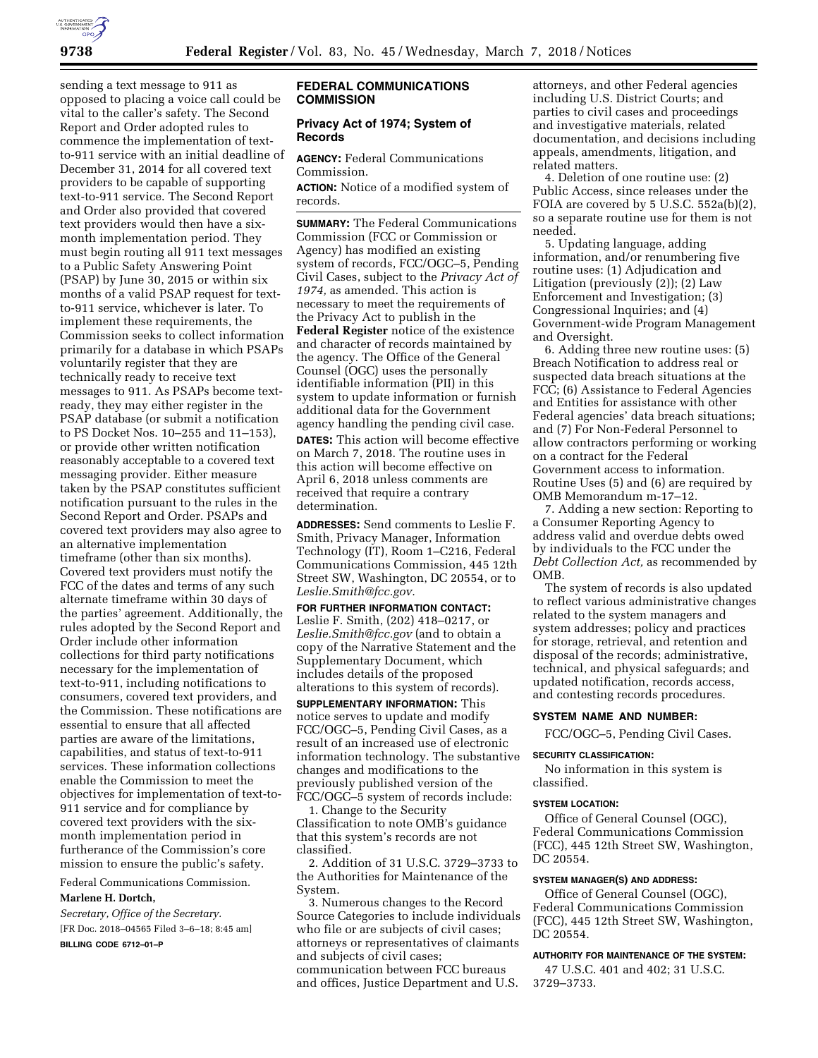sending a text message to 911 as opposed to placing a voice call could be vital to the caller's safety. The Second Report and Order adopted rules to commence the implementation of text-to-911 service with an initial deadline of December 31, 2014 for all covered text providers to be capable of supporting text-to-911 service. The Second Report and Order also provided that covered text providers would then have a six-month implementation period. They must begin routing all 911 text messages to a Public Safety Answering Point (PSAP) by June 30, 2015 or within six months of a valid PSAP request for text-to-911 service, whichever is later. To implement these requirements, the Commission seeks to collect information primarily for a database in which PSAPs voluntarily register that they are technically ready to receive text messages to 911. As PSAPs become text-ready, they may either register in the PSAP database (or submit a notification to PS Docket Nos. 10–255 and 11–153), or provide other written notification reasonably acceptable to a covered text messaging provider. Either measure taken by the PSAP constitutes sufficient notification pursuant to the rules in the Second Report and Order. PSAPs and covered text providers may also agree to an alternative implementation timeframe (other than six months). Covered text providers must notify the FCC of the dates and terms of any such alternate timeframe within 30 days of the parties' agreement. Additionally, the rules adopted by the Second Report and Order include other information collections for third party notifications necessary for the implementation of text-to-911, including notifications to consumers, covered text providers, and the Commission. These notifications are essential to ensure that all affected parties are aware of the limitations, capabilities, and status of text-to-911 services. These information collections enable the Commission to meet the objectives for implementation of text-to-911 service and for compliance by covered text providers with the six-month implementation period in furtherance of the Commission's core mission to ensure the public's safety.

Federal Communications Commission.

**Marlene H. Dortch,**

*Secretary, Office of the Secretary.*

[FR Doc. 2018–04565 Filed 3–6–18; 8:45 am]

**BILLING CODE 6712–01–P**

## FEDERAL COMMUNICATIONS COMMISSION

### Privacy Act of 1974; System of Records

**AGENCY:** Federal Communications Commission.

**ACTION:** Notice of a modified system of records.

**SUMMARY:** The Federal Communications Commission (FCC or Commission or Agency) has modified an existing system of records, FCC/OGC–5, Pending Civil Cases, subject to the *Privacy Act of 1974,* as amended. This action is necessary to meet the requirements of the Privacy Act to publish in the **Federal Register** notice of the existence and character of records maintained by the agency. The Office of the General Counsel (OGC) uses the personally identifiable information (PII) in this system to update information or furnish additional data for the Government agency handling the pending civil case.

**DATES:** This action will become effective on March 7, 2018. The routine uses in this action will become effective on April 6, 2018 unless comments are received that require a contrary determination.

**ADDRESSES:** Send comments to Leslie F. Smith, Privacy Manager, Information Technology (IT), Room 1–C216, Federal Communications Commission, 445 12th Street SW, Washington, DC 20554, or to *Leslie.Smith@fcc.gov.*

**FOR FURTHER INFORMATION CONTACT:** Leslie F. Smith, (202) 418–0217, or *Leslie.Smith@fcc.gov* (and to obtain a copy of the Narrative Statement and the Supplementary Document, which includes details of the proposed alterations to this system of records).

**SUPPLEMENTARY INFORMATION:** This notice serves to update and modify FCC/OGC–5, Pending Civil Cases, as a result of an increased use of electronic information technology. The substantive changes and modifications to the previously published version of the FCC/OGC–5 system of records include:

1. Change to the Security Classification to note OMB's guidance that this system's records are not classified.

2. Addition of 31 U.S.C. 3729–3733 to the Authorities for Maintenance of the System.

3. Numerous changes to the Record Source Categories to include individuals who file or are subjects of civil cases; attorneys or representatives of claimants and subjects of civil cases; communication between FCC bureaus and offices, Justice Department and U.S. attorneys, and other Federal agencies including U.S. District Courts; and parties to civil cases and proceedings and investigative materials, related documentation, and decisions including appeals, amendments, litigation, and related matters.

4. Deletion of one routine use: (2) Public Access, since releases under the FOIA are covered by 5 U.S.C. 552a(b)(2), so a separate routine use for them is not needed.

5. Updating language, adding information, and/or renumbering five routine uses: (1) Adjudication and Litigation (previously (2)); (2) Law Enforcement and Investigation; (3) Congressional Inquiries; and (4) Government-wide Program Management and Oversight.

6. Adding three new routine uses: (5) Breach Notification to address real or suspected data breach situations at the FCC; (6) Assistance to Federal Agencies and Entities for assistance with other Federal agencies' data breach situations; and (7) For Non-Federal Personnel to allow contractors performing or working on a contract for the Federal Government access to information. Routine Uses (5) and (6) are required by OMB Memorandum m-17–12.

7. Adding a new section: Reporting to a Consumer Reporting Agency to address valid and overdue debts owed by individuals to the FCC under the *Debt Collection Act,* as recommended by OMB.

The system of records is also updated to reflect various administrative changes related to the system managers and system addresses; policy and practices for storage, retrieval, and retention and disposal of the records; administrative, technical, and physical safeguards; and updated notification, records access, and contesting records procedures.

#### SYSTEM NAME AND NUMBER:

FCC/OGC–5, Pending Civil Cases.

#### SECURITY CLASSIFICATION:

No information in this system is classified.

#### SYSTEM LOCATION:

Office of General Counsel (OGC), Federal Communications Commission (FCC), 445 12th Street SW, Washington, DC 20554.

#### SYSTEM MANAGER(S) AND ADDRESS:

Office of General Counsel (OGC), Federal Communications Commission (FCC), 445 12th Street SW, Washington, DC 20554.

#### AUTHORITY FOR MAINTENANCE OF THE SYSTEM:

47 U.S.C. 401 and 402; 31 U.S.C. 3729–3733.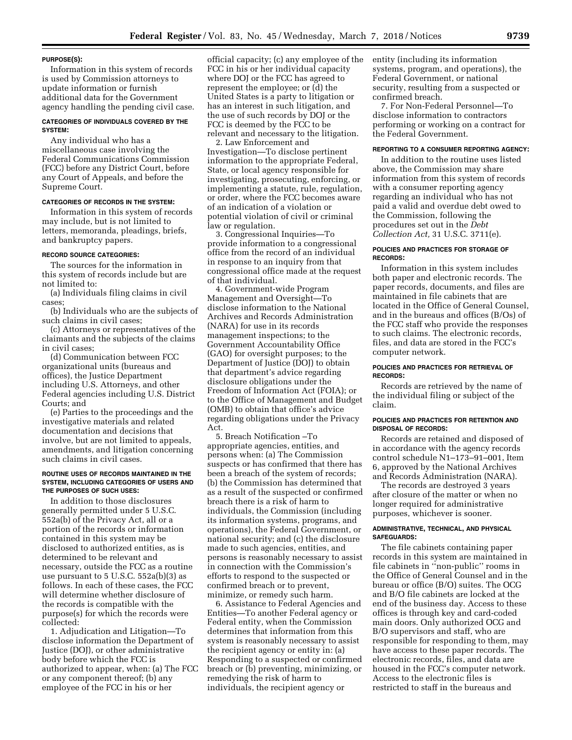#### PURPOSE(S):

Information in this system of records is used by Commission attorneys to update information or furnish additional data for the Government agency handling the pending civil case.

#### CATEGORIES OF INDIVIDUALS COVERED BY THE SYSTEM:

Any individual who has a miscellaneous case involving the Federal Communications Commission (FCC) before any District Court, before any Court of Appeals, and before the Supreme Court.

#### CATEGORIES OF RECORDS IN THE SYSTEM:

Information in this system of records may include, but is not limited to letters, memoranda, pleadings, briefs, and bankruptcy papers.

#### RECORD SOURCE CATEGORIES:

The sources for the information in this system of records include but are not limited to:

(a) Individuals filing claims in civil cases;

(b) Individuals who are the subjects of such claims in civil cases;

(c) Attorneys or representatives of the claimants and the subjects of the claims in civil cases;

(d) Communication between FCC organizational units (bureaus and offices), the Justice Department including U.S. Attorneys, and other Federal agencies including U.S. District Courts; and

(e) Parties to the proceedings and the investigative materials and related documentation and decisions that involve, but are not limited to appeals, amendments, and litigation concerning such claims in civil cases.

#### ROUTINE USES OF RECORDS MAINTAINED IN THE SYSTEM, INCLUDING CATEGORIES OF USERS AND THE PURPOSES OF SUCH USES:

In addition to those disclosures generally permitted under 5 U.S.C. 552a(b) of the Privacy Act, all or a portion of the records or information contained in this system may be disclosed to authorized entities, as is determined to be relevant and necessary, outside the FCC as a routine use pursuant to 5 U.S.C. 552a(b)(3) as follows. In each of these cases, the FCC will determine whether disclosure of the records is compatible with the purpose(s) for which the records were collected:

1. Adjudication and Litigation—To disclose information the Department of Justice (DOJ), or other administrative body before which the FCC is authorized to appear, when: (a) The FCC or any component thereof; (b) any employee of the FCC in his or her official capacity; (c) any employee of the FCC in his or her individual capacity where DOJ or the FCC has agreed to represent the employee; or (d) the United States is a party to litigation or has an interest in such litigation, and the use of such records by DOJ or the FCC is deemed by the FCC to be relevant and necessary to the litigation.

2. Law Enforcement and Investigation—To disclose pertinent information to the appropriate Federal, State, or local agency responsible for investigating, prosecuting, enforcing, or implementing a statute, rule, regulation, or order, where the FCC becomes aware of an indication of a violation or potential violation of civil or criminal law or regulation.

3. Congressional Inquiries—To provide information to a congressional office from the record of an individual in response to an inquiry from that congressional office made at the request of that individual.

4. Government-wide Program Management and Oversight—To disclose information to the National Archives and Records Administration (NARA) for use in its records management inspections; to the Government Accountability Office (GAO) for oversight purposes; to the Department of Justice (DOJ) to obtain that department's advice regarding disclosure obligations under the Freedom of Information Act (FOIA); or to the Office of Management and Budget (OMB) to obtain that office's advice regarding obligations under the Privacy Act.

5. Breach Notification –To appropriate agencies, entities, and persons when: (a) The Commission suspects or has confirmed that there has been a breach of the system of records; (b) the Commission has determined that as a result of the suspected or confirmed breach there is a risk of harm to individuals, the Commission (including its information systems, programs, and operations), the Federal Government, or national security; and (c) the disclosure made to such agencies, entities, and persons is reasonably necessary to assist in connection with the Commission's efforts to respond to the suspected or confirmed breach or to prevent, minimize, or remedy such harm.

6. Assistance to Federal Agencies and Entities—To another Federal agency or Federal entity, when the Commission determines that information from this system is reasonably necessary to assist the recipient agency or entity in: (a) Responding to a suspected or confirmed breach or (b) preventing, minimizing, or remedying the risk of harm to individuals, the recipient agency or entity (including its information systems, program, and operations), the Federal Government, or national security, resulting from a suspected or confirmed breach.

7. For Non-Federal Personnel—To disclose information to contractors performing or working on a contract for the Federal Government.

#### REPORTING TO A CONSUMER REPORTING AGENCY:

In addition to the routine uses listed above, the Commission may share information from this system of records with a consumer reporting agency regarding an individual who has not paid a valid and overdue debt owed to the Commission, following the procedures set out in the *Debt Collection Act,* 31 U.S.C. 3711(e).

#### POLICIES AND PRACTICES FOR STORAGE OF RECORDS:

Information in this system includes both paper and electronic records. The paper records, documents, and files are maintained in file cabinets that are located in the Office of General Counsel, and in the bureaus and offices (B/Os) of the FCC staff who provide the responses to such claims. The electronic records, files, and data are stored in the FCC's computer network.

#### POLICIES AND PRACTICES FOR RETRIEVAL OF RECORDS:

Records are retrieved by the name of the individual filing or subject of the claim.

#### POLICIES AND PRACTICES FOR RETENTION AND DISPOSAL OF RECORDS:

Records are retained and disposed of in accordance with the agency records control schedule N1–173–91–001, Item 6, approved by the National Archives and Records Administration (NARA).

The records are destroyed 3 years after closure of the matter or when no longer required for administrative purposes, whichever is sooner.

#### ADMINISTRATIVE, TECHNICAL, AND PHYSICAL SAFEGUARDS:

The file cabinets containing paper records in this system are maintained in file cabinets in ''non-public'' rooms in the Office of General Counsel and in the bureau or office (B/O) suites. The OCG and B/O file cabinets are locked at the end of the business day. Access to these offices is through key and card-coded main doors. Only authorized OCG and B/O supervisors and staff, who are responsible for responding to them, may have access to these paper records. The electronic records, files, and data are housed in the FCC's computer network. Access to the electronic files is restricted to staff in the bureaus and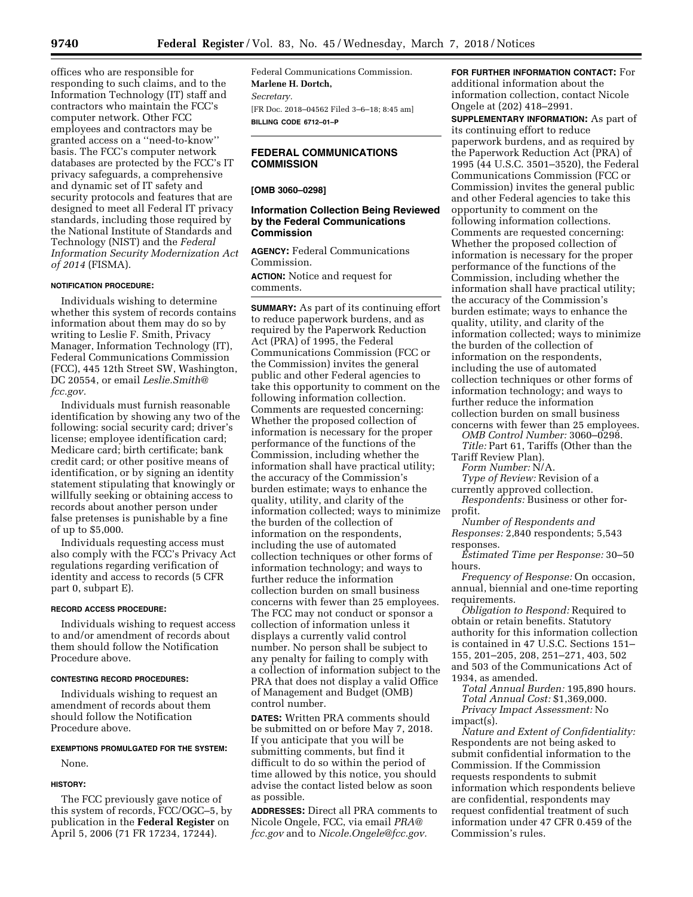offices who are responsible for responding to such claims, and to the Information Technology (IT) staff and contractors who maintain the FCC's computer network. Other FCC employees and contractors may be granted access on a ''need-to-know'' basis. The FCC's computer network databases are protected by the FCC's IT privacy safeguards, a comprehensive and dynamic set of IT safety and security protocols and features that are designed to meet all Federal IT privacy standards, including those required by the National Institute of Standards and Technology (NIST) and the *Federal Information Security Modernization Act of 2014* (FISMA).

#### NOTIFICATION PROCEDURE:

Individuals wishing to determine whether this system of records contains information about them may do so by writing to Leslie F. Smith, Privacy Manager, Information Technology (IT), Federal Communications Commission (FCC), 445 12th Street SW, Washington, DC 20554, or email *Leslie.Smith@fcc.gov.*

Individuals must furnish reasonable identification by showing any two of the following: social security card; driver's license; employee identification card; Medicare card; birth certificate; bank credit card; or other positive means of identification, or by signing an identity statement stipulating that knowingly or willfully seeking or obtaining access to records about another person under false pretenses is punishable by a fine of up to $5,000.

Individuals requesting access must also comply with the FCC's Privacy Act regulations regarding verification of identity and access to records (5 CFR part 0, subpart E).

#### RECORD ACCESS PROCEDURE:

Individuals wishing to request access to and/or amendment of records about them should follow the Notification Procedure above.

#### CONTESTING RECORD PROCEDURES:

Individuals wishing to request an amendment of records about them should follow the Notification Procedure above.

#### EXEMPTIONS PROMULGATED FOR THE SYSTEM:

None.

#### HISTORY:

The FCC previously gave notice of this system of records, FCC/OGC–5, by publication in the **Federal Register** on April 5, 2006 (71 FR 17234, 17244).

Federal Communications Commission.

**Marlene H. Dortch,**

*Secretary.*

[FR Doc. 2018–04562 Filed 3–6–18; 8:45 am]

**BILLING CODE 6712–01–P**

---

## FEDERAL COMMUNICATIONS COMMISSION

**[OMB 3060–0298]**

### Information Collection Being Reviewed by the Federal Communications Commission

**AGENCY:** Federal Communications Commission.

**ACTION:** Notice and request for comments.

**SUMMARY:** As part of its continuing effort to reduce paperwork burdens, and as required by the Paperwork Reduction Act (PRA) of 1995, the Federal Communications Commission (FCC or the Commission) invites the general public and other Federal agencies to take this opportunity to comment on the following information collection. Comments are requested concerning: Whether the proposed collection of information is necessary for the proper performance of the functions of the Commission, including whether the information shall have practical utility; the accuracy of the Commission's burden estimate; ways to enhance the quality, utility, and clarity of the information collected; ways to minimize the burden of the collection of information on the respondents, including the use of automated collection techniques or other forms of information technology; and ways to further reduce the information collection burden on small business concerns with fewer than 25 employees. The FCC may not conduct or sponsor a collection of information unless it displays a currently valid control number. No person shall be subject to any penalty for failing to comply with a collection of information subject to the PRA that does not display a valid Office of Management and Budget (OMB) control number.

**DATES:** Written PRA comments should be submitted on or before May 7, 2018. If you anticipate that you will be submitting comments, but find it difficult to do so within the period of time allowed by this notice, you should advise the contact listed below as soon as possible.

**ADDRESSES:** Direct all PRA comments to Nicole Ongele, FCC, via email *PRA@fcc.gov* and to *Nicole.Ongele@fcc.gov.*

**FOR FURTHER INFORMATION CONTACT:** For additional information about the information collection, contact Nicole Ongele at (202) 418–2991.

**SUPPLEMENTARY INFORMATION:** As part of its continuing effort to reduce paperwork burdens, and as required by the Paperwork Reduction Act (PRA) of 1995 (44 U.S.C. 3501–3520), the Federal Communications Commission (FCC or Commission) invites the general public and other Federal agencies to take this opportunity to comment on the following information collections. Comments are requested concerning: Whether the proposed collection of information is necessary for the proper performance of the functions of the Commission, including whether the information shall have practical utility; the accuracy of the Commission's burden estimate; ways to enhance the quality, utility, and clarity of the information collected; ways to minimize the burden of the collection of information on the respondents, including the use of automated collection techniques or other forms of information technology; and ways to further reduce the information collection burden on small business concerns with fewer than 25 employees.

*OMB Control Number:* 3060–0298.

*Title:* Part 61, Tariffs (Other than the Tariff Review Plan).

*Form Number:* N/A.

*Type of Review:* Revision of a currently approved collection.

*Respondents:* Business or other for-profit.

*Number of Respondents and Responses:* 2,840 respondents; 5,543 responses.

*Estimated Time per Response:* 30–50 hours.

*Frequency of Response:* On occasion, annual, biennial and one-time reporting requirements.

*Obligation to Respond:* Required to obtain or retain benefits. Statutory authority for this information collection is contained in 47 U.S.C. Sections 151–155, 201–205, 208, 251–271, 403, 502 and 503 of the Communications Act of 1934, as amended.

*Total Annual Burden:* 195,890 hours.

*Total Annual Cost:* $1,369,000.

*Privacy Impact Assessment:* No impact(s).

*Nature and Extent of Confidentiality:* Respondents are not being asked to submit confidential information to the Commission. If the Commission requests respondents to submit information which respondents believe are confidential, respondents may request confidential treatment of such information under 47 CFR 0.459 of the Commission's rules.